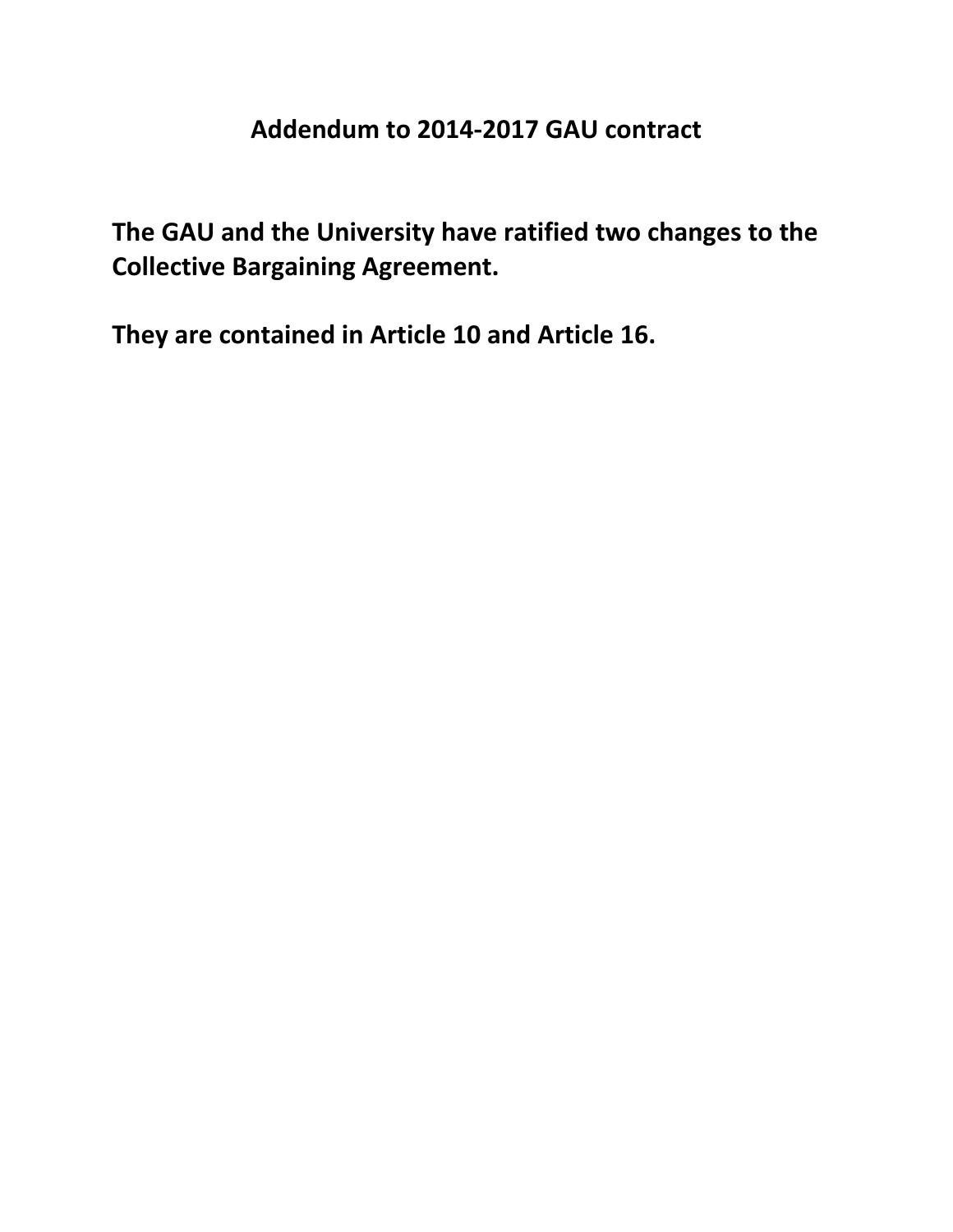# Addendum to 2014-2017 GAU contract

**The GAU and the University have ratified two changes to the Collective Bargaining Agreement.**

**They are contained in Article 10 and Article 16.**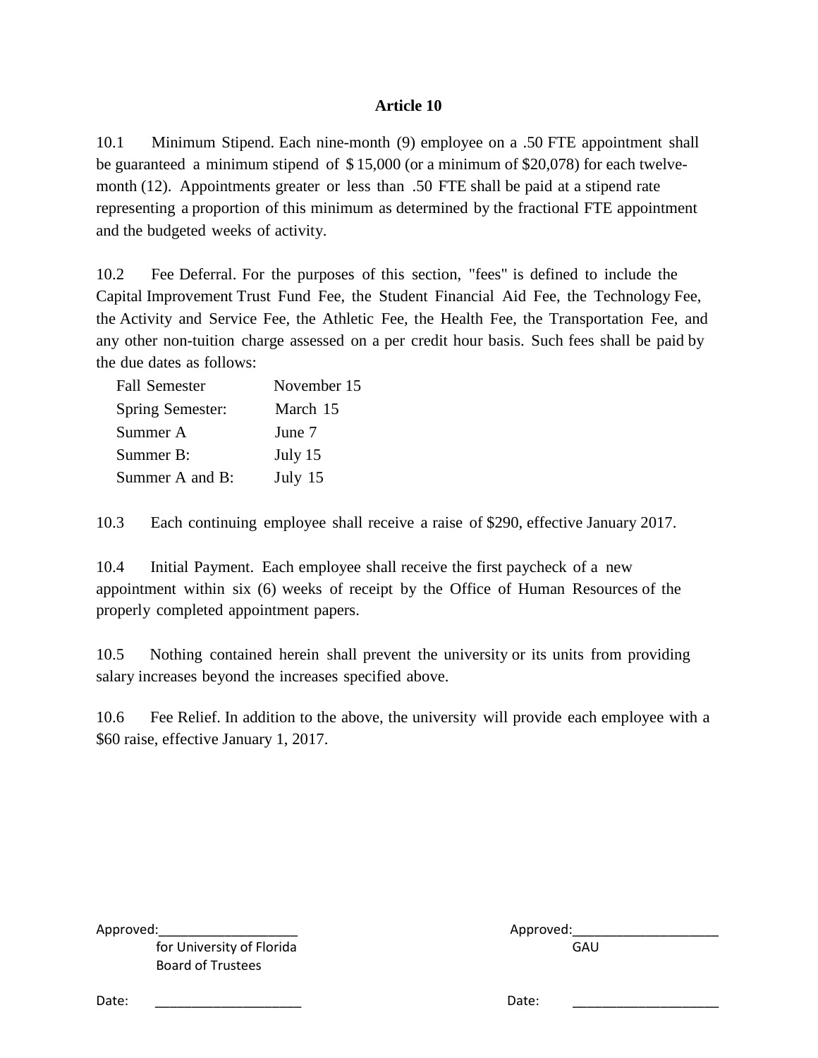# Article 10

10.1 Minimum Stipend. Each nine-month (9) employee on a .50 FTE appointment shall be guaranteed a minimum stipend of $ 15,000 (or a minimum of $20,078) for each twelve-month (12). Appointments greater or less than .50 FTE shall be paid at a stipend rate representing a proportion of this minimum as determined by the fractional FTE appointment and the budgeted weeks of activity.

10.2 Fee Deferral. For the purposes of this section, "fees" is defined to include the Capital Improvement Trust Fund Fee, the Student Financial Aid Fee, the Technology Fee, the Activity and Service Fee, the Athletic Fee, the Health Fee, the Transportation Fee, and any other non-tuition charge assessed on a per credit hour basis. Such fees shall be paid by the due dates as follows:

| | |
|---|---|
| Fall Semester | November 15 |
| Spring Semester: | March 15 |
| Summer A | June 7 |
| Summer B: | July 15 |
| Summer A and B: | July 15 |

10.3 Each continuing employee shall receive a raise of $290, effective January 2017.

10.4 Initial Payment. Each employee shall receive the first paycheck of a new appointment within six (6) weeks of receipt by the Office of Human Resources of the properly completed appointment papers.

10.5 Nothing contained herein shall prevent the university or its units from providing salary increases beyond the increases specified above.

10.6 Fee Relief. In addition to the above, the university will provide each employee with a $60 raise, effective January 1, 2017.

Approved:___________________
for University of Florida
Board of Trustees

Date: ____________________

Approved:____________________
GAU

Date: ____________________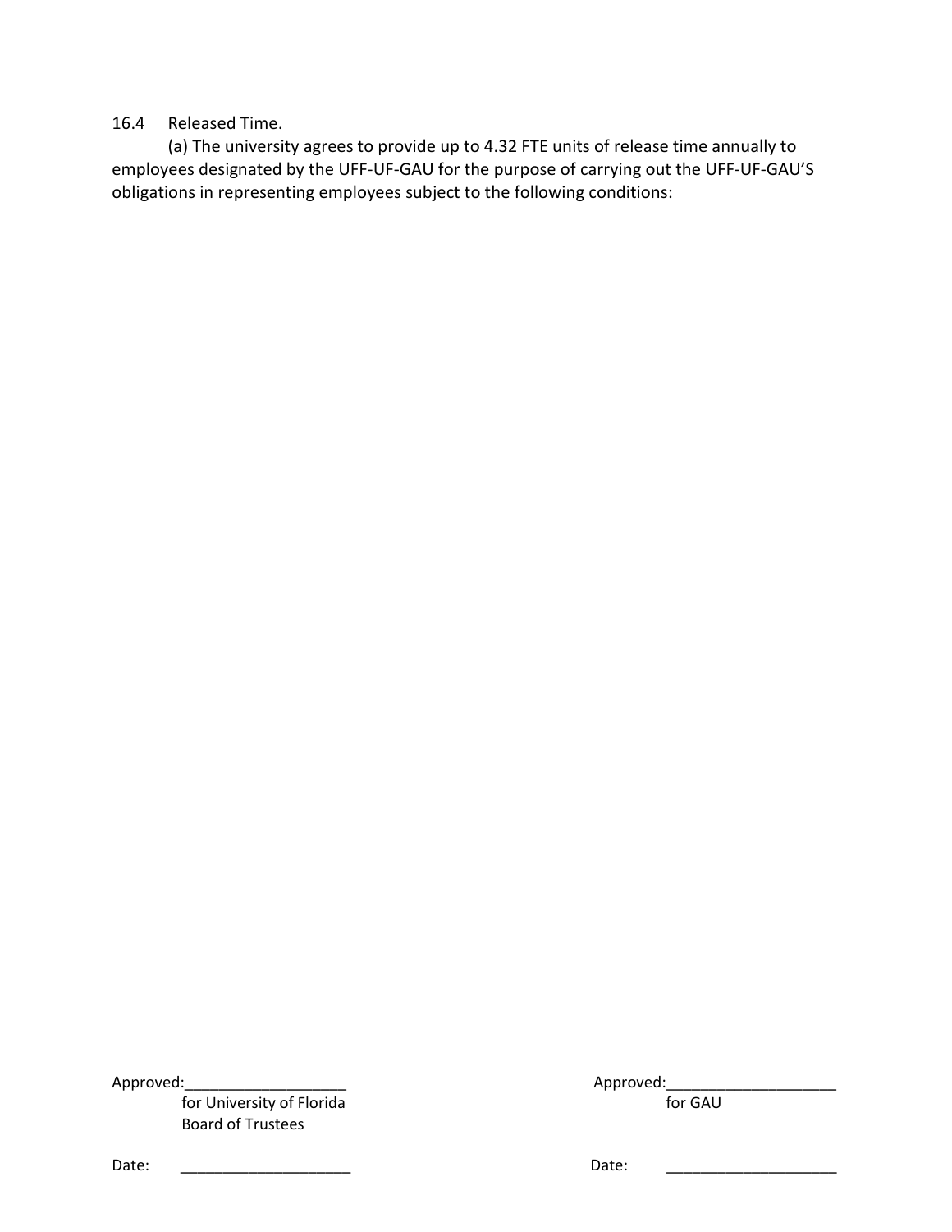16.4 Released Time.

(a) The university agrees to provide up to 4.32 FTE units of release time annually to employees designated by the UFF-UF-GAU for the purpose of carrying out the UFF-UF-GAU'S obligations in representing employees subject to the following conditions:

Approved:__________________
for University of Florida
Board of Trustees

Date: ____________________

Approved:___________________
for GAU

Date: ____________________